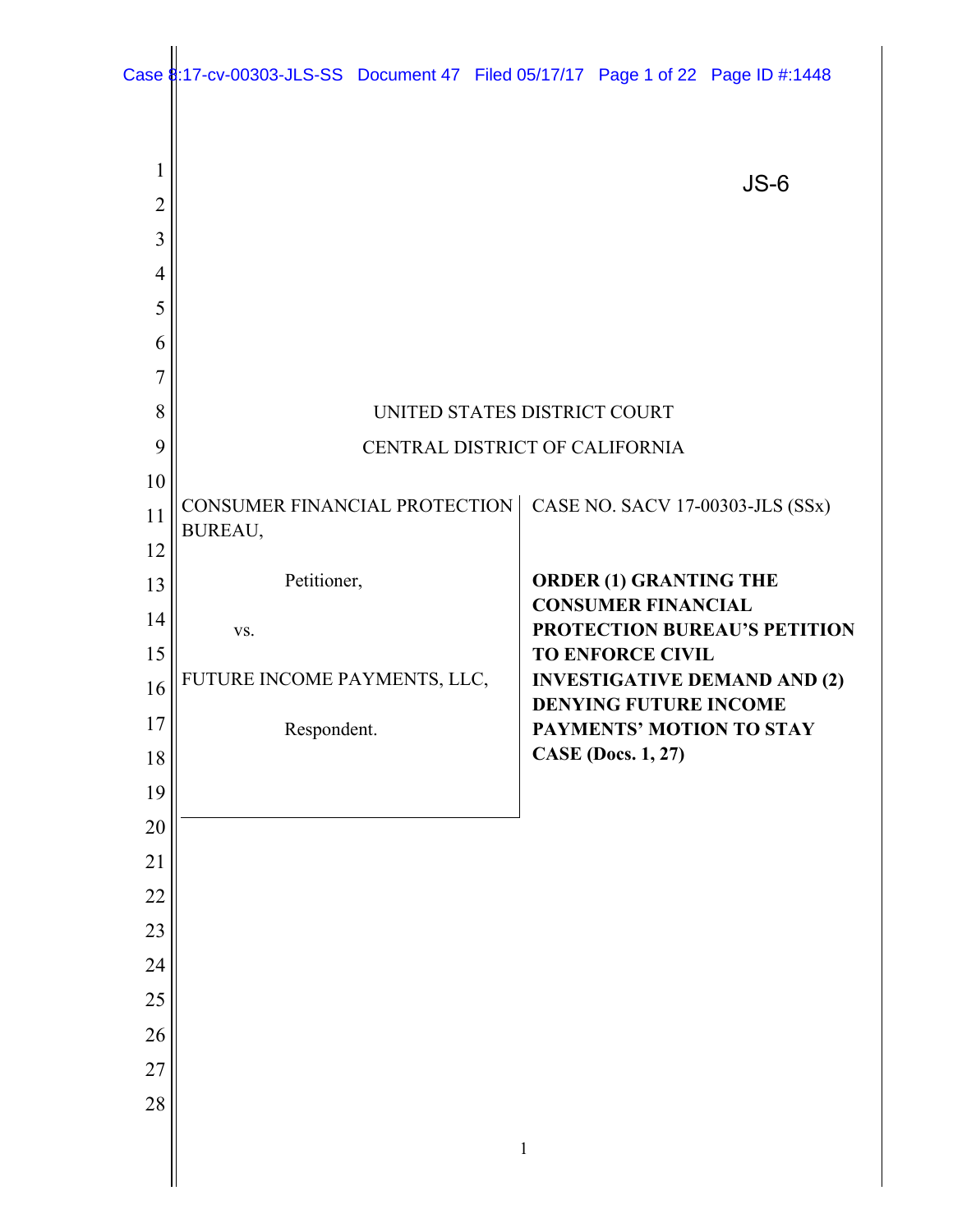JS-6

UNITED STATES DISTRICT COURT

CENTRAL DISTRICT OF CALIFORNIA

| | |
|---|---|
| CONSUMER FINANCIAL PROTECTION BUREAU,<br><br>Petitioner,<br><br>vs.<br><br>FUTURE INCOME PAYMENTS, LLC,<br><br>Respondent. | CASE NO. SACV 17-00303-JLS (SSx)<br><br>**ORDER (1) GRANTING THE CONSUMER FINANCIAL PROTECTION BUREAU'S PETITION TO ENFORCE CIVIL INVESTIGATIVE DEMAND AND (2) DENYING FUTURE INCOME PAYMENTS' MOTION TO STAY CASE (Docs. 1, 27)** |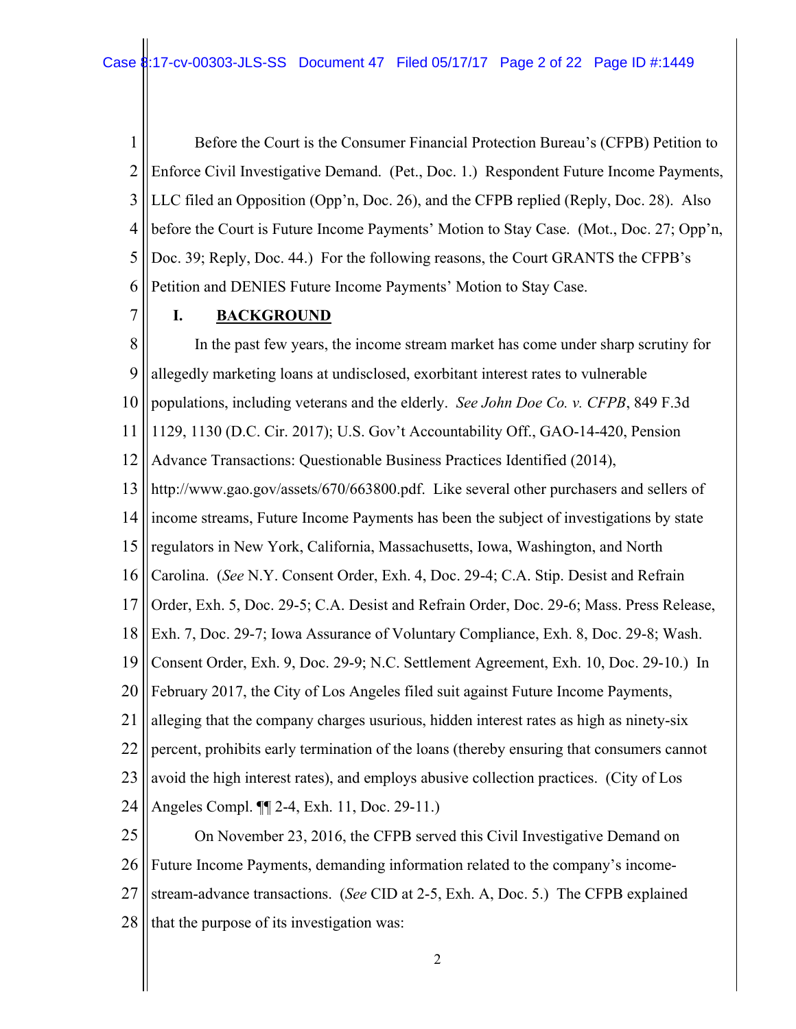Before the Court is the Consumer Financial Protection Bureau's (CFPB) Petition to Enforce Civil Investigative Demand. (Pet., Doc. 1.) Respondent Future Income Payments, LLC filed an Opposition (Opp'n, Doc. 26), and the CFPB replied (Reply, Doc. 28). Also before the Court is Future Income Payments' Motion to Stay Case. (Mot., Doc. 27; Opp'n, Doc. 39; Reply, Doc. 44.) For the following reasons, the Court GRANTS the CFPB's Petition and DENIES Future Income Payments' Motion to Stay Case.

## I. BACKGROUND

In the past few years, the income stream market has come under sharp scrutiny for allegedly marketing loans at undisclosed, exorbitant interest rates to vulnerable populations, including veterans and the elderly. *See John Doe Co. v. CFPB*, 849 F.3d 1129, 1130 (D.C. Cir. 2017); U.S. Gov't Accountability Off., GAO-14-420, Pension Advance Transactions: Questionable Business Practices Identified (2014), http://www.gao.gov/assets/670/663800.pdf. Like several other purchasers and sellers of income streams, Future Income Payments has been the subject of investigations by state regulators in New York, California, Massachusetts, Iowa, Washington, and North Carolina. (*See* N.Y. Consent Order, Exh. 4, Doc. 29-4; C.A. Stip. Desist and Refrain Order, Exh. 5, Doc. 29-5; C.A. Desist and Refrain Order, Doc. 29-6; Mass. Press Release, Exh. 7, Doc. 29-7; Iowa Assurance of Voluntary Compliance, Exh. 8, Doc. 29-8; Wash. Consent Order, Exh. 9, Doc. 29-9; N.C. Settlement Agreement, Exh. 10, Doc. 29-10.) In February 2017, the City of Los Angeles filed suit against Future Income Payments, alleging that the company charges usurious, hidden interest rates as high as ninety-six percent, prohibits early termination of the loans (thereby ensuring that consumers cannot avoid the high interest rates), and employs abusive collection practices. (City of Los Angeles Compl. ¶¶ 2-4, Exh. 11, Doc. 29-11.)

On November 23, 2016, the CFPB served this Civil Investigative Demand on Future Income Payments, demanding information related to the company's income-stream-advance transactions. (*See* CID at 2-5, Exh. A, Doc. 5.) The CFPB explained that the purpose of its investigation was: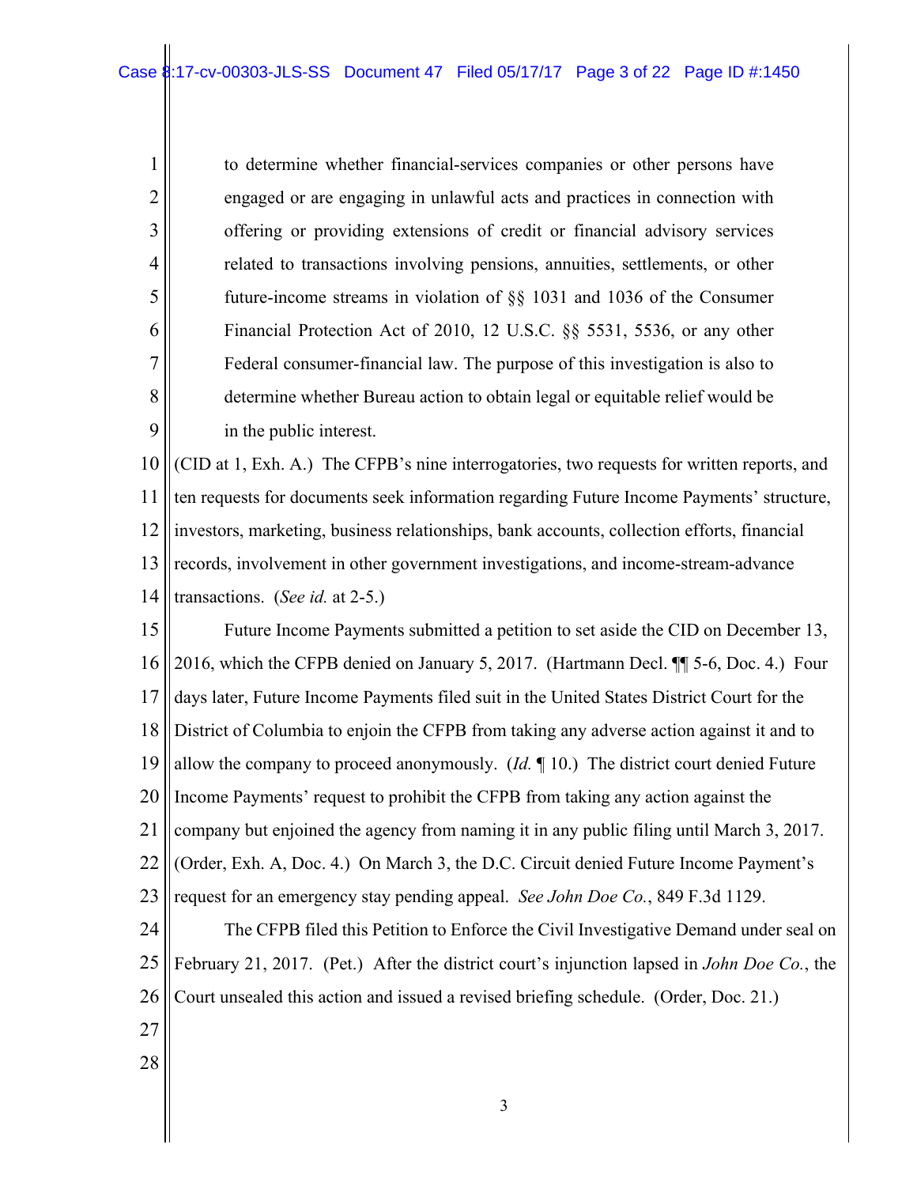> to determine whether financial-services companies or other persons have engaged or are engaging in unlawful acts and practices in connection with offering or providing extensions of credit or financial advisory services related to transactions involving pensions, annuities, settlements, or other future-income streams in violation of §§ 1031 and 1036 of the Consumer Financial Protection Act of 2010, 12 U.S.C. §§ 5531, 5536, or any other Federal consumer-financial law. The purpose of this investigation is also to determine whether Bureau action to obtain legal or equitable relief would be in the public interest.

(CID at 1, Exh. A.) The CFPB's nine interrogatories, two requests for written reports, and ten requests for documents seek information regarding Future Income Payments' structure, investors, marketing, business relationships, bank accounts, collection efforts, financial records, involvement in other government investigations, and income-stream-advance transactions. (*See id.* at 2-5.)

Future Income Payments submitted a petition to set aside the CID on December 13, 2016, which the CFPB denied on January 5, 2017. (Hartmann Decl. ¶¶ 5-6, Doc. 4.) Four days later, Future Income Payments filed suit in the United States District Court for the District of Columbia to enjoin the CFPB from taking any adverse action against it and to allow the company to proceed anonymously. (*Id.* ¶ 10.) The district court denied Future Income Payments' request to prohibit the CFPB from taking any action against the company but enjoined the agency from naming it in any public filing until March 3, 2017. (Order, Exh. A, Doc. 4.) On March 3, the D.C. Circuit denied Future Income Payment's request for an emergency stay pending appeal. *See John Doe Co.*, 849 F.3d 1129.

The CFPB filed this Petition to Enforce the Civil Investigative Demand under seal on February 21, 2017. (Pet.) After the district court's injunction lapsed in *John Doe Co.*, the Court unsealed this action and issued a revised briefing schedule. (Order, Doc. 21.)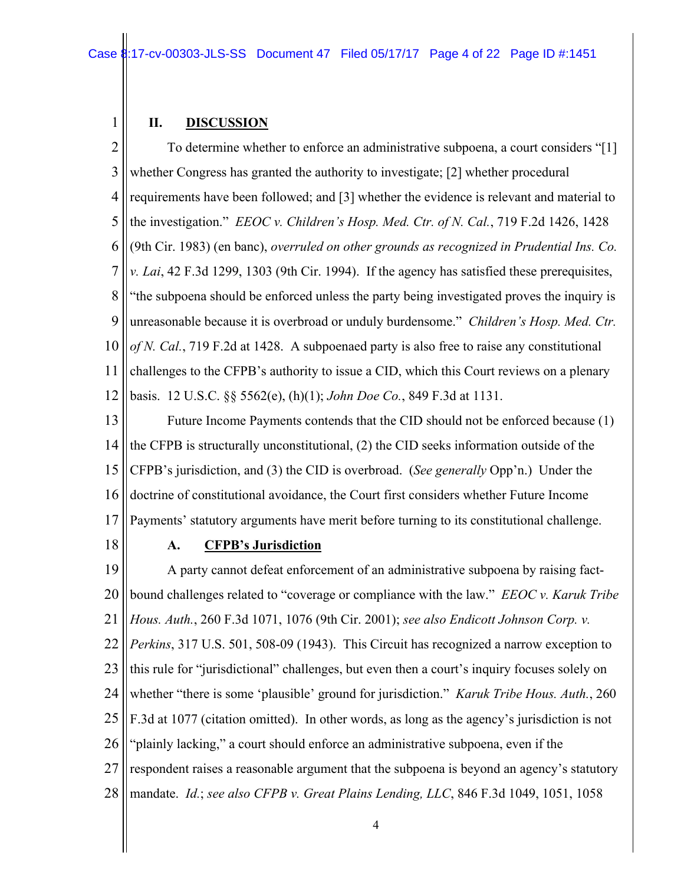## II. DISCUSSION

To determine whether to enforce an administrative subpoena, a court considers "[1] whether Congress has granted the authority to investigate; [2] whether procedural requirements have been followed; and [3] whether the evidence is relevant and material to the investigation." *EEOC v. Children's Hosp. Med. Ctr. of N. Cal.*, 719 F.2d 1426, 1428 (9th Cir. 1983) (en banc), *overruled on other grounds as recognized in Prudential Ins. Co. v. Lai*, 42 F.3d 1299, 1303 (9th Cir. 1994). If the agency has satisfied these prerequisites, "the subpoena should be enforced unless the party being investigated proves the inquiry is unreasonable because it is overbroad or unduly burdensome." *Children's Hosp. Med. Ctr. of N. Cal.*, 719 F.2d at 1428. A subpoenaed party is also free to raise any constitutional challenges to the CFPB's authority to issue a CID, which this Court reviews on a plenary basis. 12 U.S.C. §§ 5562(e), (h)(1); *John Doe Co.*, 849 F.3d at 1131.

Future Income Payments contends that the CID should not be enforced because (1) the CFPB is structurally unconstitutional, (2) the CID seeks information outside of the CFPB's jurisdiction, and (3) the CID is overbroad. (*See generally* Opp'n.) Under the doctrine of constitutional avoidance, the Court first considers whether Future Income Payments' statutory arguments have merit before turning to its constitutional challenge.

### A. CFPB's Jurisdiction

A party cannot defeat enforcement of an administrative subpoena by raising fact-bound challenges related to "coverage or compliance with the law." *EEOC v. Karuk Tribe Hous. Auth.*, 260 F.3d 1071, 1076 (9th Cir. 2001); *see also Endicott Johnson Corp. v. Perkins*, 317 U.S. 501, 508-09 (1943). This Circuit has recognized a narrow exception to this rule for "jurisdictional" challenges, but even then a court's inquiry focuses solely on whether "there is some 'plausible' ground for jurisdiction." *Karuk Tribe Hous. Auth.*, 260 F.3d at 1077 (citation omitted). In other words, as long as the agency's jurisdiction is not "plainly lacking," a court should enforce an administrative subpoena, even if the respondent raises a reasonable argument that the subpoena is beyond an agency's statutory mandate. *Id.*; *see also CFPB v. Great Plains Lending, LLC*, 846 F.3d 1049, 1051, 1058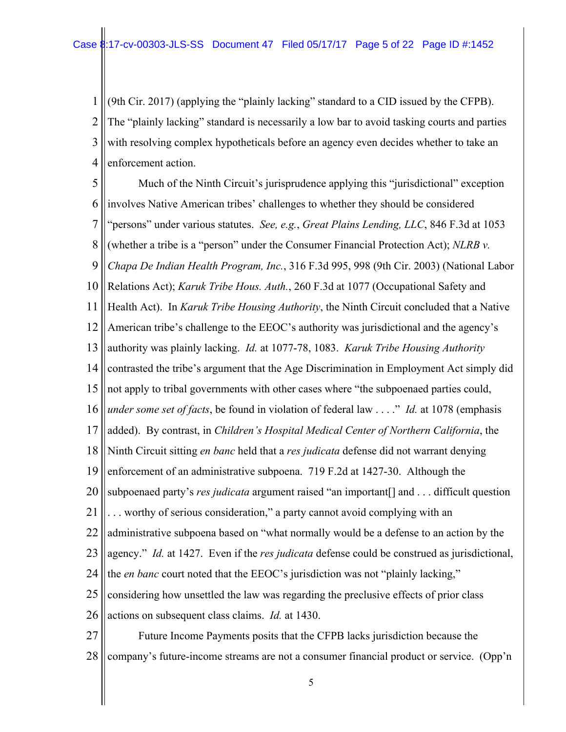(9th Cir. 2017) (applying the "plainly lacking" standard to a CID issued by the CFPB). The "plainly lacking" standard is necessarily a low bar to avoid tasking courts and parties with resolving complex hypotheticals before an agency even decides whether to take an enforcement action.

Much of the Ninth Circuit's jurisprudence applying this "jurisdictional" exception involves Native American tribes' challenges to whether they should be considered "persons" under various statutes. *See, e.g.*, *Great Plains Lending, LLC*, 846 F.3d at 1053 (whether a tribe is a "person" under the Consumer Financial Protection Act); *NLRB v. Chapa De Indian Health Program, Inc.*, 316 F.3d 995, 998 (9th Cir. 2003) (National Labor Relations Act); *Karuk Tribe Hous. Auth.*, 260 F.3d at 1077 (Occupational Safety and Health Act). In *Karuk Tribe Housing Authority*, the Ninth Circuit concluded that a Native American tribe's challenge to the EEOC's authority was jurisdictional and the agency's authority was plainly lacking. *Id.* at 1077-78, 1083. *Karuk Tribe Housing Authority* contrasted the tribe's argument that the Age Discrimination in Employment Act simply did not apply to tribal governments with other cases where "the subpoenaed parties could, *under some set of facts*, be found in violation of federal law . . . ." *Id.* at 1078 (emphasis added). By contrast, in *Children's Hospital Medical Center of Northern California*, the Ninth Circuit sitting *en banc* held that a *res judicata* defense did not warrant denying enforcement of an administrative subpoena. 719 F.2d at 1427-30. Although the subpoenaed party's *res judicata* argument raised "an important[] and . . . difficult question . . . worthy of serious consideration," a party cannot avoid complying with an administrative subpoena based on "what normally would be a defense to an action by the agency." *Id.* at 1427. Even if the *res judicata* defense could be construed as jurisdictional, the *en banc* court noted that the EEOC's jurisdiction was not "plainly lacking," considering how unsettled the law was regarding the preclusive effects of prior class actions on subsequent class claims. *Id.* at 1430.

Future Income Payments posits that the CFPB lacks jurisdiction because the company's future-income streams are not a consumer financial product or service. (Opp'n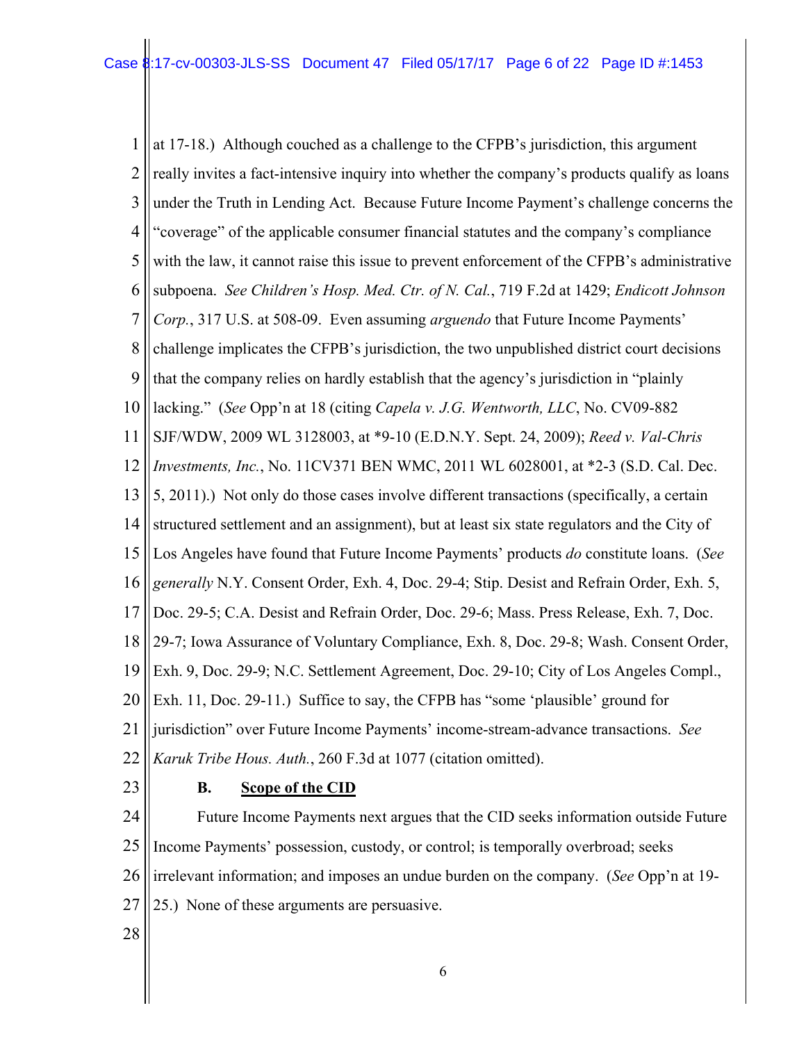at 17-18.) Although couched as a challenge to the CFPB's jurisdiction, this argument really invites a fact-intensive inquiry into whether the company's products qualify as loans under the Truth in Lending Act. Because Future Income Payment's challenge concerns the "coverage" of the applicable consumer financial statutes and the company's compliance with the law, it cannot raise this issue to prevent enforcement of the CFPB's administrative subpoena. *See Children's Hosp. Med. Ctr. of N. Cal.*, 719 F.2d at 1429; *Endicott Johnson Corp.*, 317 U.S. at 508-09. Even assuming *arguendo* that Future Income Payments' challenge implicates the CFPB's jurisdiction, the two unpublished district court decisions that the company relies on hardly establish that the agency's jurisdiction in "plainly lacking." (*See* Opp'n at 18 (citing *Capela v. J.G. Wentworth, LLC*, No. CV09-882 SJF/WDW, 2009 WL 3128003, at *9-10 (E.D.N.Y. Sept. 24, 2009); *Reed v. Val-Chris Investments, Inc.*, No. 11CV371 BEN WMC, 2011 WL 6028001, at *2-3 (S.D. Cal. Dec. 5, 2011).) Not only do those cases involve different transactions (specifically, a certain structured settlement and an assignment), but at least six state regulators and the City of Los Angeles have found that Future Income Payments' products *do* constitute loans. (*See generally* N.Y. Consent Order, Exh. 4, Doc. 29-4; Stip. Desist and Refrain Order, Exh. 5, Doc. 29-5; C.A. Desist and Refrain Order, Doc. 29-6; Mass. Press Release, Exh. 7, Doc. 29-7; Iowa Assurance of Voluntary Compliance, Exh. 8, Doc. 29-8; Wash. Consent Order, Exh. 9, Doc. 29-9; N.C. Settlement Agreement, Doc. 29-10; City of Los Angeles Compl., Exh. 11, Doc. 29-11.) Suffice to say, the CFPB has "some 'plausible' ground for jurisdiction" over Future Income Payments' income-stream-advance transactions. *See Karuk Tribe Hous. Auth.*, 260 F.3d at 1077 (citation omitted).

### B. Scope of the CID

Future Income Payments next argues that the CID seeks information outside Future Income Payments' possession, custody, or control; is temporally overbroad; seeks irrelevant information; and imposes an undue burden on the company. (*See* Opp'n at 19-25.) None of these arguments are persuasive.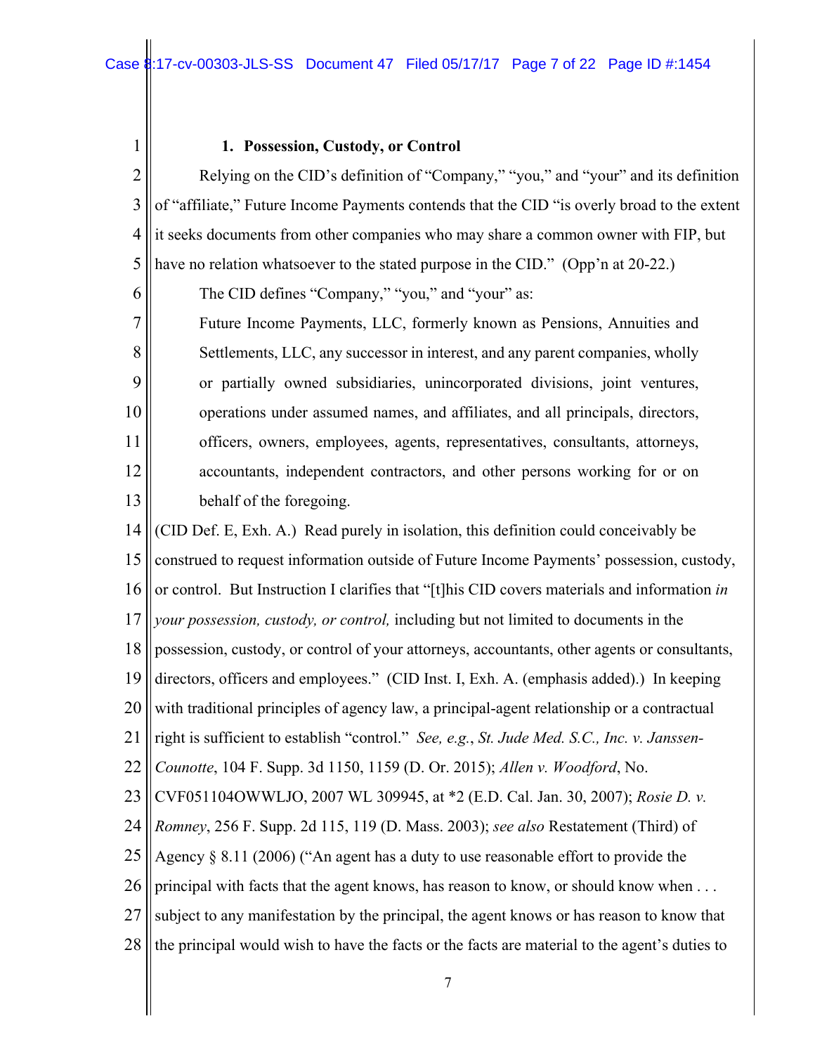### 1. Possession, Custody, or Control

Relying on the CID's definition of "Company," "you," and "your" and its definition of "affiliate," Future Income Payments contends that the CID "is overly broad to the extent it seeks documents from other companies who may share a common owner with FIP, but have no relation whatsoever to the stated purpose in the CID." (Opp'n at 20-22.)

The CID defines "Company," "you," and "your" as:

> Future Income Payments, LLC, formerly known as Pensions, Annuities and Settlements, LLC, any successor in interest, and any parent companies, wholly or partially owned subsidiaries, unincorporated divisions, joint ventures, operations under assumed names, and affiliates, and all principals, directors, officers, owners, employees, agents, representatives, consultants, attorneys, accountants, independent contractors, and other persons working for or on behalf of the foregoing.

(CID Def. E, Exh. A.) Read purely in isolation, this definition could conceivably be construed to request information outside of Future Income Payments' possession, custody, or control. But Instruction I clarifies that "[t]his CID covers materials and information *in your possession, custody, or control,* including but not limited to documents in the possession, custody, or control of your attorneys, accountants, other agents or consultants, directors, officers and employees." (CID Inst. I, Exh. A. (emphasis added).) In keeping with traditional principles of agency law, a principal-agent relationship or a contractual right is sufficient to establish "control." *See, e.g.*, *St. Jude Med. S.C., Inc. v. Janssen-Counotte*, 104 F. Supp. 3d 1150, 1159 (D. Or. 2015); *Allen v. Woodford*, No. CVF051104OWWLJO, 2007 WL 309945, at *2 (E.D. Cal. Jan. 30, 2007); *Rosie D. v. Romney*, 256 F. Supp. 2d 115, 119 (D. Mass. 2003); *see also* Restatement (Third) of Agency § 8.11 (2006) ("An agent has a duty to use reasonable effort to provide the principal with facts that the agent knows, has reason to know, or should know when . . . subject to any manifestation by the principal, the agent knows or has reason to know that the principal would wish to have the facts or the facts are material to the agent's duties to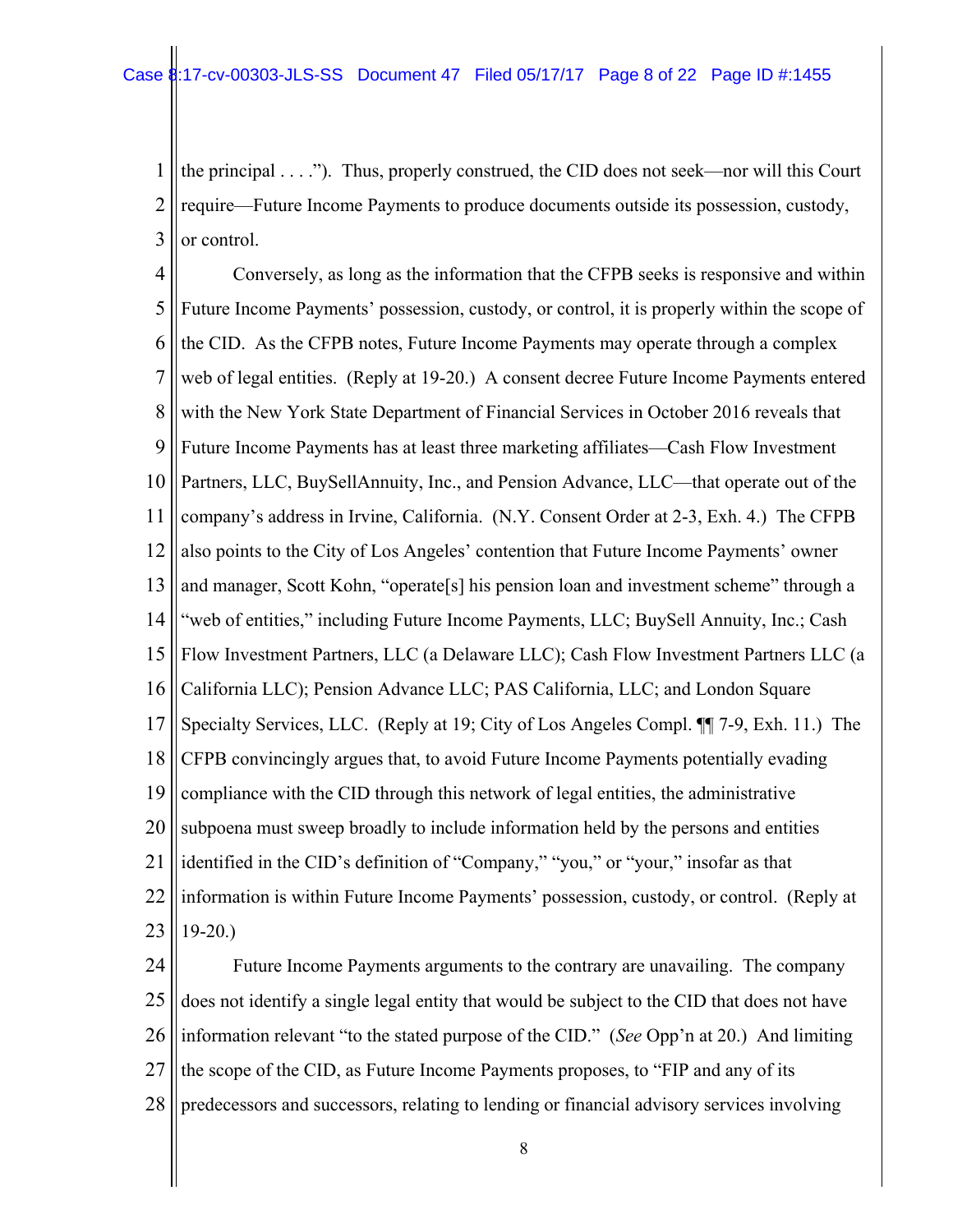the principal . . . ."). Thus, properly construed, the CID does not seek—nor will this Court require—Future Income Payments to produce documents outside its possession, custody, or control.

Conversely, as long as the information that the CFPB seeks is responsive and within Future Income Payments' possession, custody, or control, it is properly within the scope of the CID. As the CFPB notes, Future Income Payments may operate through a complex web of legal entities. (Reply at 19-20.) A consent decree Future Income Payments entered with the New York State Department of Financial Services in October 2016 reveals that Future Income Payments has at least three marketing affiliates—Cash Flow Investment Partners, LLC, BuySellAnnuity, Inc., and Pension Advance, LLC—that operate out of the company's address in Irvine, California. (N.Y. Consent Order at 2-3, Exh. 4.) The CFPB also points to the City of Los Angeles' contention that Future Income Payments' owner and manager, Scott Kohn, "operate[s] his pension loan and investment scheme" through a "web of entities," including Future Income Payments, LLC; BuySell Annuity, Inc.; Cash Flow Investment Partners, LLC (a Delaware LLC); Cash Flow Investment Partners LLC (a California LLC); Pension Advance LLC; PAS California, LLC; and London Square Specialty Services, LLC. (Reply at 19; City of Los Angeles Compl. ¶¶ 7-9, Exh. 11.) The CFPB convincingly argues that, to avoid Future Income Payments potentially evading compliance with the CID through this network of legal entities, the administrative subpoena must sweep broadly to include information held by the persons and entities identified in the CID's definition of "Company," "you," or "your," insofar as that information is within Future Income Payments' possession, custody, or control. (Reply at 19-20.)

Future Income Payments arguments to the contrary are unavailing. The company does not identify a single legal entity that would be subject to the CID that does not have information relevant "to the stated purpose of the CID." (*See* Opp'n at 20.) And limiting the scope of the CID, as Future Income Payments proposes, to "FIP and any of its predecessors and successors, relating to lending or financial advisory services involving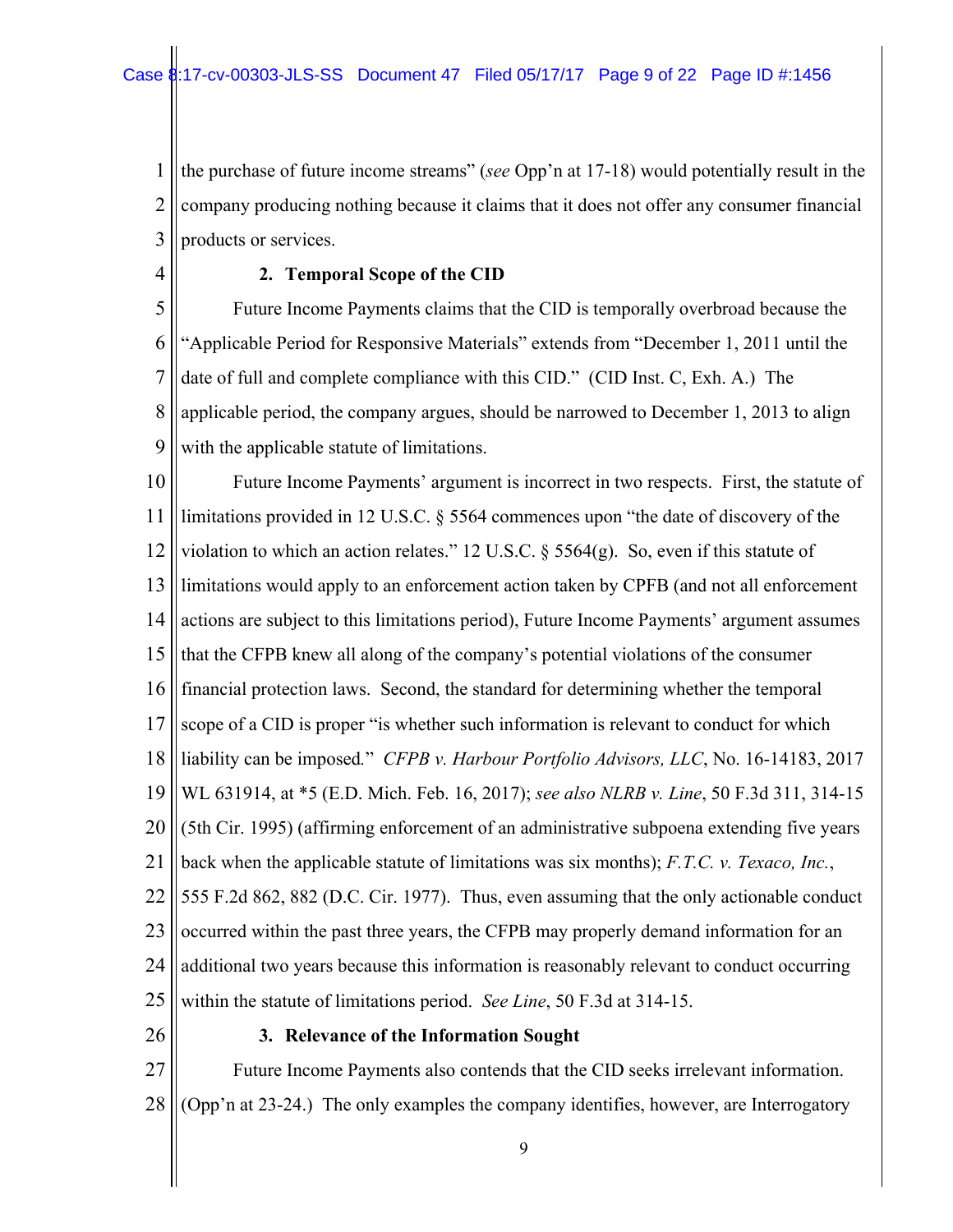the purchase of future income streams" (*see* Opp'n at 17-18) would potentially result in the company producing nothing because it claims that it does not offer any consumer financial products or services.

### 2. Temporal Scope of the CID

Future Income Payments claims that the CID is temporally overbroad because the "Applicable Period for Responsive Materials" extends from "December 1, 2011 until the date of full and complete compliance with this CID." (CID Inst. C, Exh. A.) The applicable period, the company argues, should be narrowed to December 1, 2013 to align with the applicable statute of limitations.

Future Income Payments' argument is incorrect in two respects. First, the statute of limitations provided in 12 U.S.C. § 5564 commences upon "the date of discovery of the violation to which an action relates." 12 U.S.C. § 5564(g). So, even if this statute of limitations would apply to an enforcement action taken by CPFB (and not all enforcement actions are subject to this limitations period), Future Income Payments' argument assumes that the CFPB knew all along of the company's potential violations of the consumer financial protection laws. Second, the standard for determining whether the temporal scope of a CID is proper "is whether such information is relevant to conduct for which liability can be imposed." *CFPB v. Harbour Portfolio Advisors, LLC*, No. 16-14183, 2017 WL 631914, at *5 (E.D. Mich. Feb. 16, 2017); *see also NLRB v. Line*, 50 F.3d 311, 314-15 (5th Cir. 1995) (affirming enforcement of an administrative subpoena extending five years back when the applicable statute of limitations was six months); *F.T.C. v. Texaco, Inc.*, 555 F.2d 862, 882 (D.C. Cir. 1977). Thus, even assuming that the only actionable conduct occurred within the past three years, the CFPB may properly demand information for an additional two years because this information is reasonably relevant to conduct occurring within the statute of limitations period. *See Line*, 50 F.3d at 314-15.

### 3. Relevance of the Information Sought

Future Income Payments also contends that the CID seeks irrelevant information. (Opp'n at 23-24.) The only examples the company identifies, however, are Interrogatory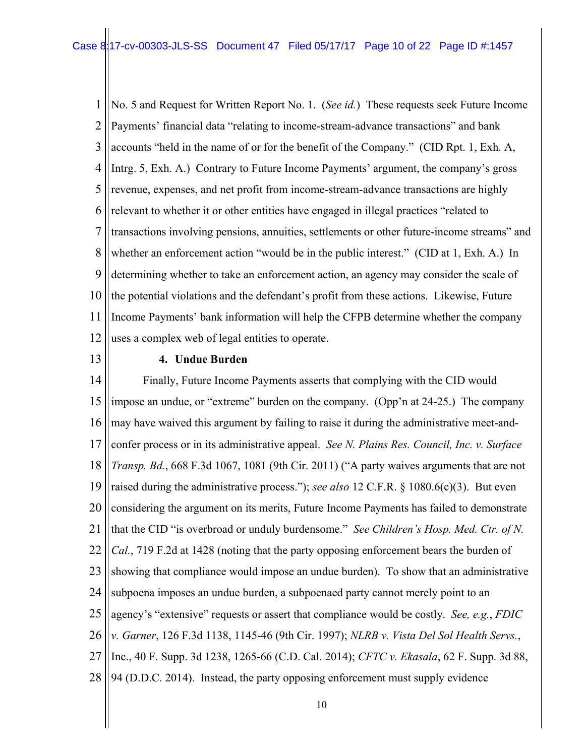No. 5 and Request for Written Report No. 1. (*See id.*) These requests seek Future Income Payments' financial data "relating to income-stream-advance transactions" and bank accounts "held in the name of or for the benefit of the Company." (CID Rpt. 1, Exh. A, Intrg. 5, Exh. A.) Contrary to Future Income Payments' argument, the company's gross revenue, expenses, and net profit from income-stream-advance transactions are highly relevant to whether it or other entities have engaged in illegal practices "related to transactions involving pensions, annuities, settlements or other future-income streams" and whether an enforcement action "would be in the public interest." (CID at 1, Exh. A.) In determining whether to take an enforcement action, an agency may consider the scale of the potential violations and the defendant's profit from these actions. Likewise, Future Income Payments' bank information will help the CFPB determine whether the company uses a complex web of legal entities to operate.

**4. Undue Burden**

Finally, Future Income Payments asserts that complying with the CID would impose an undue, or "extreme" burden on the company. (Opp'n at 24-25.) The company may have waived this argument by failing to raise it during the administrative meet-and-confer process or in its administrative appeal. *See N. Plains Res. Council, Inc. v. Surface Transp. Bd.*, 668 F.3d 1067, 1081 (9th Cir. 2011) ("A party waives arguments that are not raised during the administrative process."); *see also* 12 C.F.R. § 1080.6(c)(3). But even considering the argument on its merits, Future Income Payments has failed to demonstrate that the CID "is overbroad or unduly burdensome." *See Children's Hosp. Med. Ctr. of N. Cal.*, 719 F.2d at 1428 (noting that the party opposing enforcement bears the burden of showing that compliance would impose an undue burden). To show that an administrative subpoena imposes an undue burden, a subpoenaed party cannot merely point to an agency's "extensive" requests or assert that compliance would be costly. *See, e.g.*, *FDIC v. Garner*, 126 F.3d 1138, 1145-46 (9th Cir. 1997); *NLRB v. Vista Del Sol Health Servs.*, Inc., 40 F. Supp. 3d 1238, 1265-66 (C.D. Cal. 2014); *CFTC v. Ekasala*, 62 F. Supp. 3d 88, 94 (D.D.C. 2014). Instead, the party opposing enforcement must supply evidence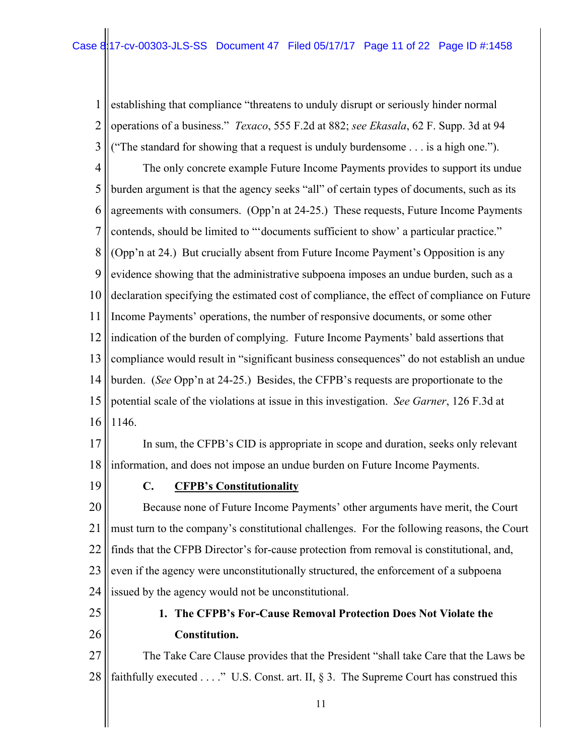establishing that compliance "threatens to unduly disrupt or seriously hinder normal operations of a business." *Texaco*, 555 F.2d at 882; *see Ekasala*, 62 F. Supp. 3d at 94 ("The standard for showing that a request is unduly burdensome . . . is a high one.").

The only concrete example Future Income Payments provides to support its undue burden argument is that the agency seeks "all" of certain types of documents, such as its agreements with consumers. (Opp'n at 24-25.) These requests, Future Income Payments contends, should be limited to "'documents sufficient to show' a particular practice." (Opp'n at 24.) But crucially absent from Future Income Payment's Opposition is any evidence showing that the administrative subpoena imposes an undue burden, such as a declaration specifying the estimated cost of compliance, the effect of compliance on Future Income Payments' operations, the number of responsive documents, or some other indication of the burden of complying. Future Income Payments' bald assertions that compliance would result in "significant business consequences" do not establish an undue burden. (*See* Opp'n at 24-25.) Besides, the CFPB's requests are proportionate to the potential scale of the violations at issue in this investigation. *See Garner*, 126 F.3d at 1146.

In sum, the CFPB's CID is appropriate in scope and duration, seeks only relevant information, and does not impose an undue burden on Future Income Payments.

### C. CFPB's Constitutionality

Because none of Future Income Payments' other arguments have merit, the Court must turn to the company's constitutional challenges. For the following reasons, the Court finds that the CFPB Director's for-cause protection from removal is constitutional, and, even if the agency were unconstitutionally structured, the enforcement of a subpoena issued by the agency would not be unconstitutional.

#### 1. The CFPB's For-Cause Removal Protection Does Not Violate the Constitution.

The Take Care Clause provides that the President "shall take Care that the Laws be faithfully executed . . . ." U.S. Const. art. II, § 3. The Supreme Court has construed this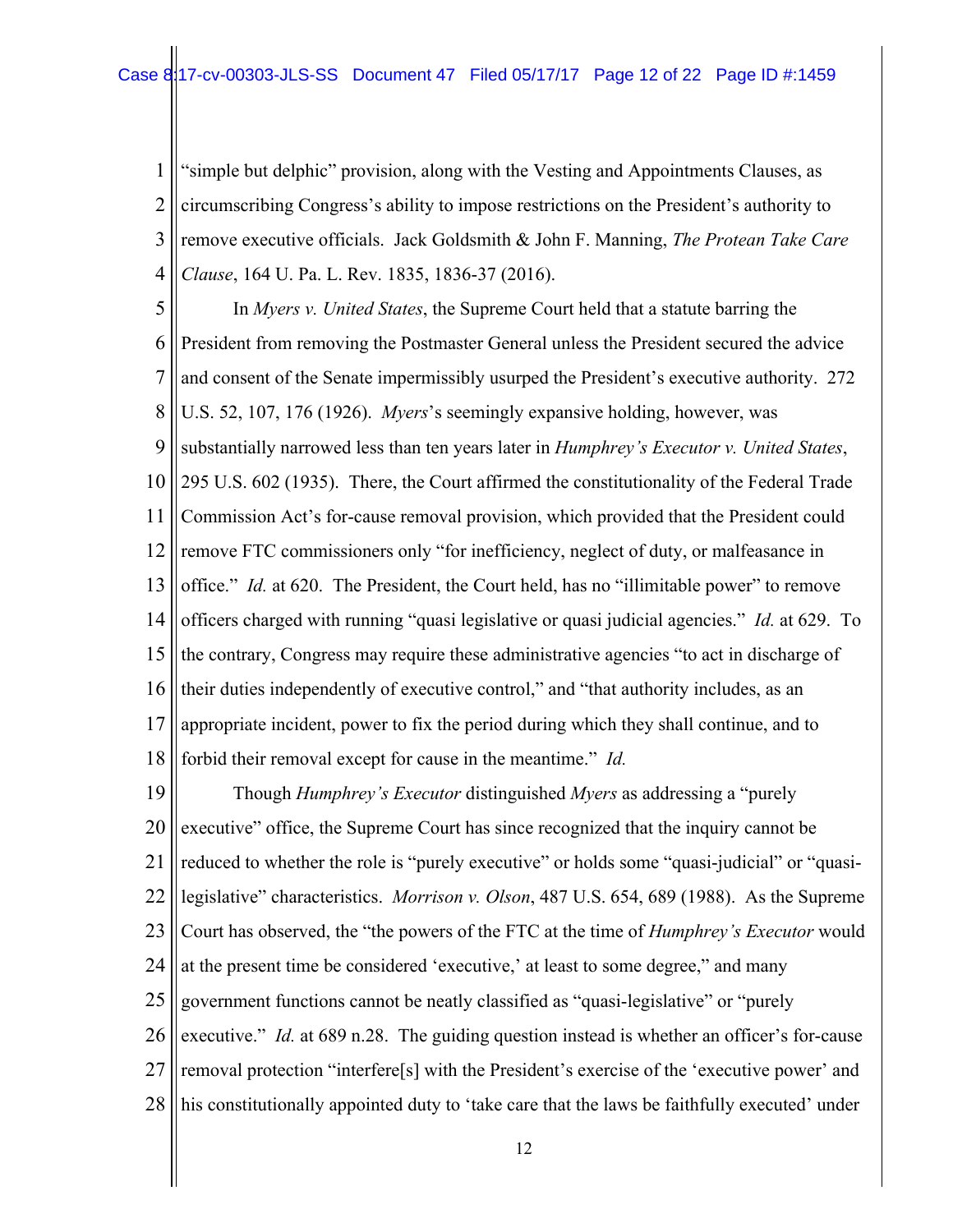"simple but delphic" provision, along with the Vesting and Appointments Clauses, as circumscribing Congress's ability to impose restrictions on the President's authority to remove executive officials. Jack Goldsmith & John F. Manning, *The Protean Take Care Clause*, 164 U. Pa. L. Rev. 1835, 1836-37 (2016).

In *Myers v. United States*, the Supreme Court held that a statute barring the President from removing the Postmaster General unless the President secured the advice and consent of the Senate impermissibly usurped the President's executive authority. 272 U.S. 52, 107, 176 (1926). *Myers*'s seemingly expansive holding, however, was substantially narrowed less than ten years later in *Humphrey's Executor v. United States*, 295 U.S. 602 (1935). There, the Court affirmed the constitutionality of the Federal Trade Commission Act's for-cause removal provision, which provided that the President could remove FTC commissioners only "for inefficiency, neglect of duty, or malfeasance in office." *Id.* at 620. The President, the Court held, has no "illimitable power" to remove officers charged with running "quasi legislative or quasi judicial agencies." *Id.* at 629. To the contrary, Congress may require these administrative agencies "to act in discharge of their duties independently of executive control," and "that authority includes, as an appropriate incident, power to fix the period during which they shall continue, and to forbid their removal except for cause in the meantime." *Id.*

Though *Humphrey's Executor* distinguished *Myers* as addressing a "purely executive" office, the Supreme Court has since recognized that the inquiry cannot be reduced to whether the role is "purely executive" or holds some "quasi-judicial" or "quasi-legislative" characteristics. *Morrison v. Olson*, 487 U.S. 654, 689 (1988). As the Supreme Court has observed, the "the powers of the FTC at the time of *Humphrey's Executor* would at the present time be considered 'executive,' at least to some degree," and many government functions cannot be neatly classified as "quasi-legislative" or "purely executive." *Id.* at 689 n.28. The guiding question instead is whether an officer's for-cause removal protection "interfere[s] with the President's exercise of the 'executive power' and his constitutionally appointed duty to 'take care that the laws be faithfully executed' under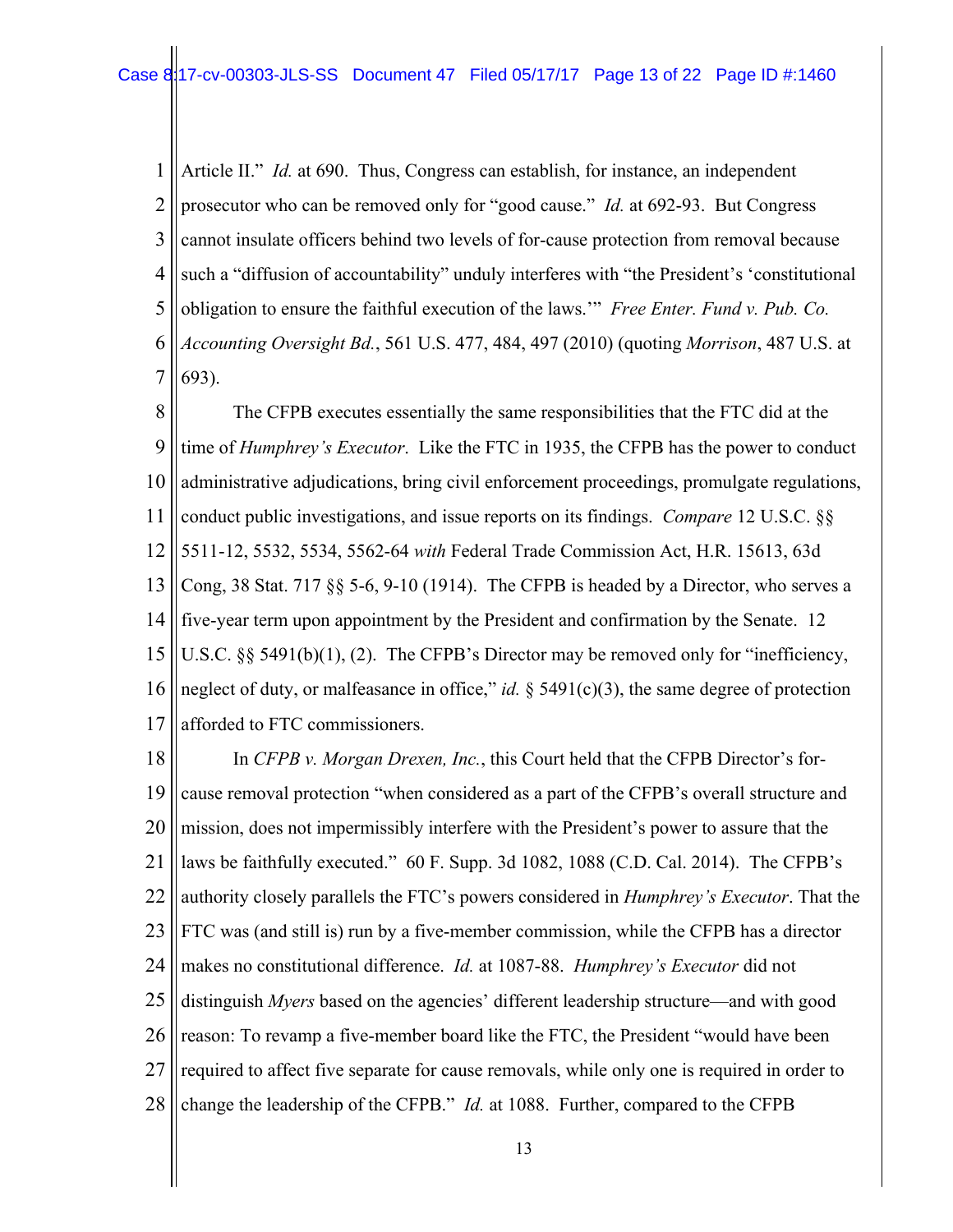Article II." *Id.* at 690. Thus, Congress can establish, for instance, an independent prosecutor who can be removed only for "good cause." *Id.* at 692-93. But Congress cannot insulate officers behind two levels of for-cause protection from removal because such a "diffusion of accountability" unduly interferes with "the President's 'constitutional obligation to ensure the faithful execution of the laws.'" *Free Enter. Fund v. Pub. Co. Accounting Oversight Bd.*, 561 U.S. 477, 484, 497 (2010) (quoting *Morrison*, 487 U.S. at 693).

The CFPB executes essentially the same responsibilities that the FTC did at the time of *Humphrey's Executor*. Like the FTC in 1935, the CFPB has the power to conduct administrative adjudications, bring civil enforcement proceedings, promulgate regulations, conduct public investigations, and issue reports on its findings. *Compare* 12 U.S.C. §§ 5511-12, 5532, 5534, 5562-64 *with* Federal Trade Commission Act, H.R. 15613, 63d Cong, 38 Stat. 717 §§ 5-6, 9-10 (1914). The CFPB is headed by a Director, who serves a five-year term upon appointment by the President and confirmation by the Senate. 12 U.S.C. §§ 5491(b)(1), (2). The CFPB's Director may be removed only for "inefficiency, neglect of duty, or malfeasance in office," *id.* § 5491(c)(3), the same degree of protection afforded to FTC commissioners.

In *CFPB v. Morgan Drexen, Inc.*, this Court held that the CFPB Director's for-cause removal protection "when considered as a part of the CFPB's overall structure and mission, does not impermissibly interfere with the President's power to assure that the laws be faithfully executed." 60 F. Supp. 3d 1082, 1088 (C.D. Cal. 2014). The CFPB's authority closely parallels the FTC's powers considered in *Humphrey's Executor*. That the FTC was (and still is) run by a five-member commission, while the CFPB has a director makes no constitutional difference. *Id.* at 1087-88. *Humphrey's Executor* did not distinguish *Myers* based on the agencies' different leadership structure—and with good reason: To revamp a five-member board like the FTC, the President "would have been required to affect five separate for cause removals, while only one is required in order to change the leadership of the CFPB." *Id.* at 1088. Further, compared to the CFPB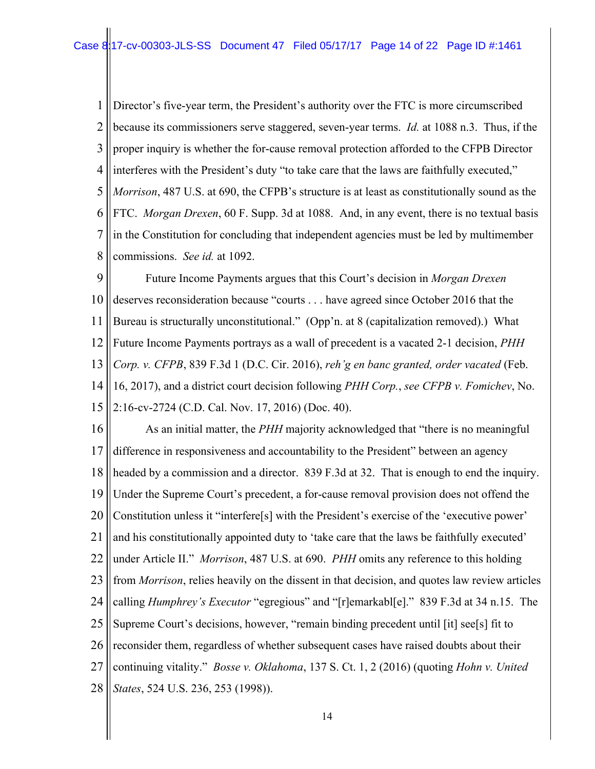Director's five-year term, the President's authority over the FTC is more circumscribed because its commissioners serve staggered, seven-year terms. *Id.* at 1088 n.3. Thus, if the proper inquiry is whether the for-cause removal protection afforded to the CFPB Director interferes with the President's duty "to take care that the laws are faithfully executed," *Morrison*, 487 U.S. at 690, the CFPB's structure is at least as constitutionally sound as the FTC. *Morgan Drexen*, 60 F. Supp. 3d at 1088. And, in any event, there is no textual basis in the Constitution for concluding that independent agencies must be led by multimember commissions. *See id.* at 1092.

Future Income Payments argues that this Court's decision in *Morgan Drexen* deserves reconsideration because "courts . . . have agreed since October 2016 that the Bureau is structurally unconstitutional." (Opp'n. at 8 (capitalization removed).) What Future Income Payments portrays as a wall of precedent is a vacated 2-1 decision, *PHH Corp. v. CFPB*, 839 F.3d 1 (D.C. Cir. 2016), *reh'g en banc granted, order vacated* (Feb. 16, 2017), and a district court decision following *PHH Corp.*, *see CFPB v. Fomichev*, No. 2:16-cv-2724 (C.D. Cal. Nov. 17, 2016) (Doc. 40).

As an initial matter, the *PHH* majority acknowledged that "there is no meaningful difference in responsiveness and accountability to the President" between an agency headed by a commission and a director. 839 F.3d at 32. That is enough to end the inquiry. Under the Supreme Court's precedent, a for-cause removal provision does not offend the Constitution unless it "interfere[s] with the President's exercise of the 'executive power' and his constitutionally appointed duty to 'take care that the laws be faithfully executed' under Article II." *Morrison*, 487 U.S. at 690. *PHH* omits any reference to this holding from *Morrison*, relies heavily on the dissent in that decision, and quotes law review articles calling *Humphrey's Executor* "egregious" and "[r]emarkabl[e]." 839 F.3d at 34 n.15. The Supreme Court's decisions, however, "remain binding precedent until [it] see[s] fit to reconsider them, regardless of whether subsequent cases have raised doubts about their continuing vitality." *Bosse v. Oklahoma*, 137 S. Ct. 1, 2 (2016) (quoting *Hohn v. United States*, 524 U.S. 236, 253 (1998)).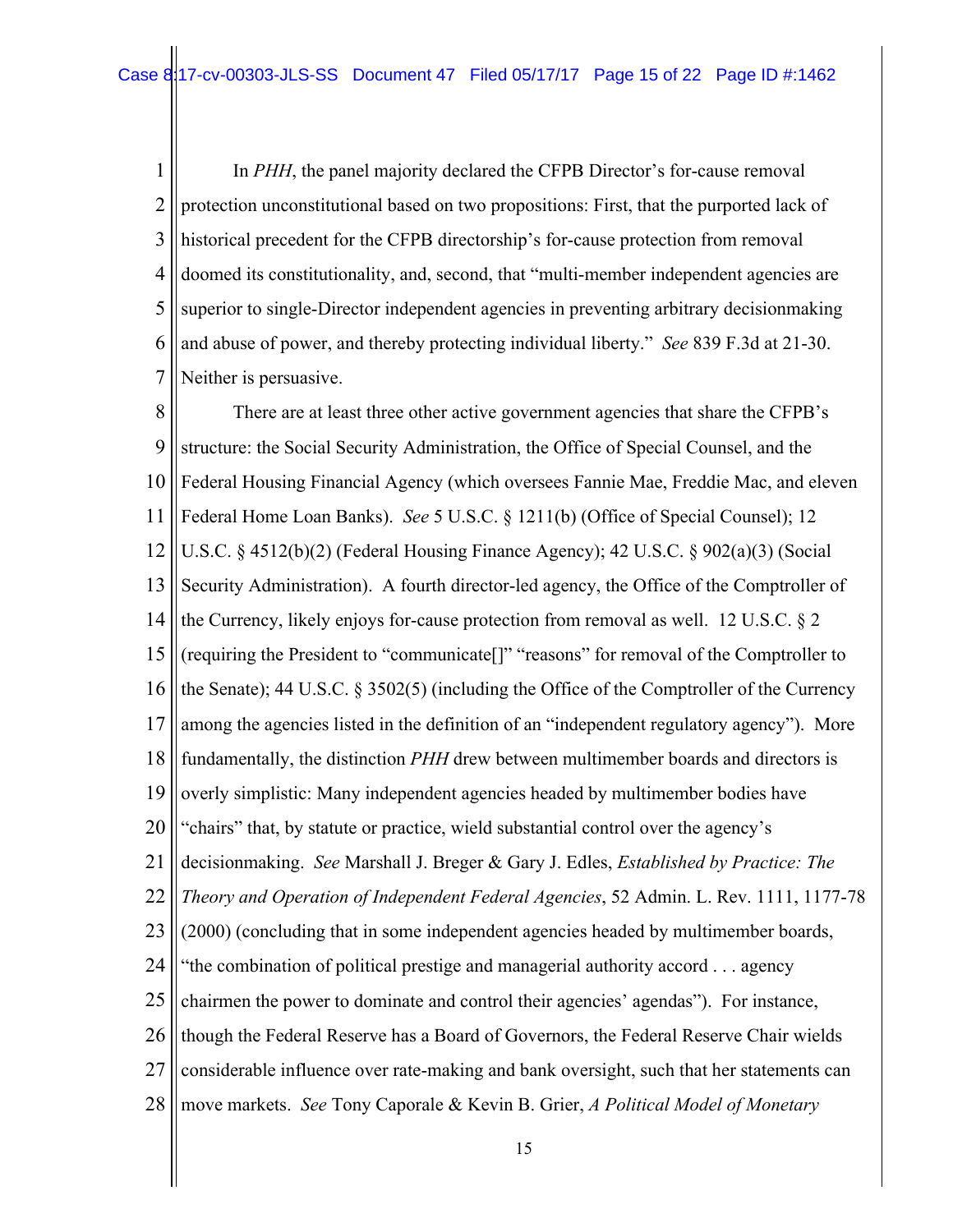In *PHH*, the panel majority declared the CFPB Director's for-cause removal protection unconstitutional based on two propositions: First, that the purported lack of historical precedent for the CFPB directorship's for-cause protection from removal doomed its constitutionality, and, second, that "multi-member independent agencies are superior to single-Director independent agencies in preventing arbitrary decisionmaking and abuse of power, and thereby protecting individual liberty." *See* 839 F.3d at 21-30. Neither is persuasive.

There are at least three other active government agencies that share the CFPB's structure: the Social Security Administration, the Office of Special Counsel, and the Federal Housing Financial Agency (which oversees Fannie Mae, Freddie Mac, and eleven Federal Home Loan Banks). *See* 5 U.S.C. § 1211(b) (Office of Special Counsel); 12 U.S.C. § 4512(b)(2) (Federal Housing Finance Agency); 42 U.S.C. § 902(a)(3) (Social Security Administration). A fourth director-led agency, the Office of the Comptroller of the Currency, likely enjoys for-cause protection from removal as well. 12 U.S.C. § 2 (requiring the President to "communicate[]" "reasons" for removal of the Comptroller to the Senate); 44 U.S.C. § 3502(5) (including the Office of the Comptroller of the Currency among the agencies listed in the definition of an "independent regulatory agency"). More fundamentally, the distinction *PHH* drew between multimember boards and directors is overly simplistic: Many independent agencies headed by multimember bodies have "chairs" that, by statute or practice, wield substantial control over the agency's decisionmaking. *See* Marshall J. Breger & Gary J. Edles, *Established by Practice: The Theory and Operation of Independent Federal Agencies*, 52 Admin. L. Rev. 1111, 1177-78 (2000) (concluding that in some independent agencies headed by multimember boards, "the combination of political prestige and managerial authority accord . . . agency chairmen the power to dominate and control their agencies' agendas"). For instance, though the Federal Reserve has a Board of Governors, the Federal Reserve Chair wields considerable influence over rate-making and bank oversight, such that her statements can move markets. *See* Tony Caporale & Kevin B. Grier, *A Political Model of Monetary*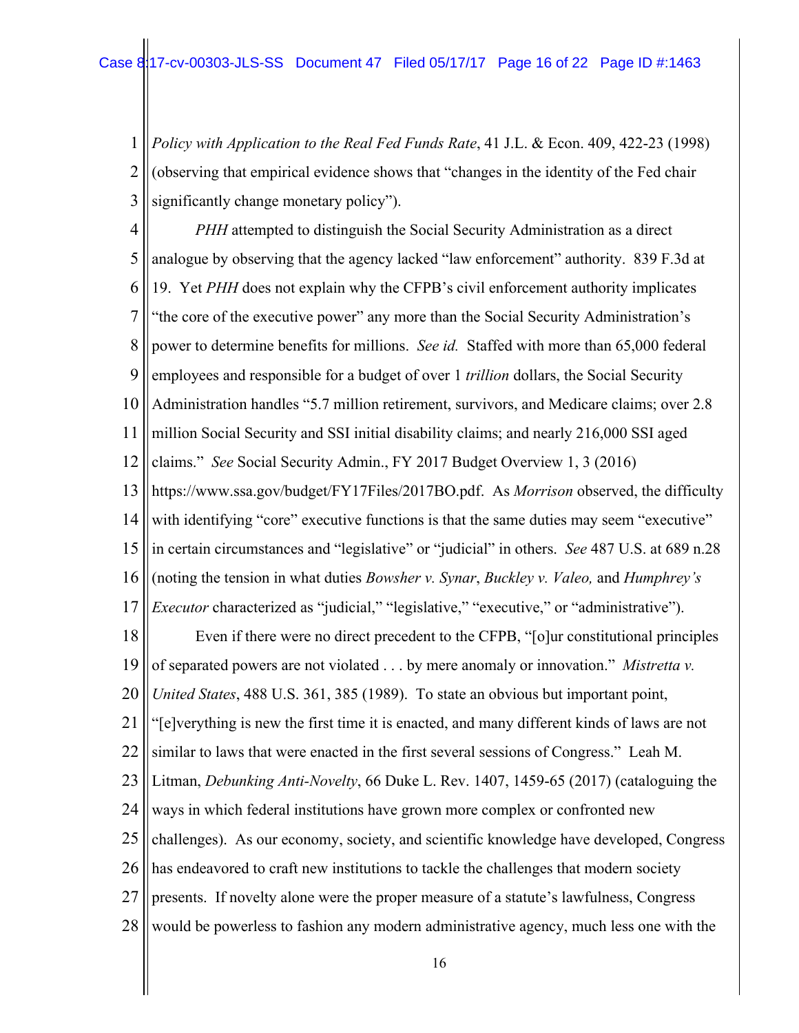*Policy with Application to the Real Fed Funds Rate*, 41 J.L. & Econ. 409, 422-23 (1998) (observing that empirical evidence shows that "changes in the identity of the Fed chair significantly change monetary policy").

*PHH* attempted to distinguish the Social Security Administration as a direct analogue by observing that the agency lacked "law enforcement" authority. 839 F.3d at 19. Yet *PHH* does not explain why the CFPB's civil enforcement authority implicates "the core of the executive power" any more than the Social Security Administration's power to determine benefits for millions. *See id.* Staffed with more than 65,000 federal employees and responsible for a budget of over 1 *trillion* dollars, the Social Security Administration handles "5.7 million retirement, survivors, and Medicare claims; over 2.8 million Social Security and SSI initial disability claims; and nearly 216,000 SSI aged claims." *See* Social Security Admin., FY 2017 Budget Overview 1, 3 (2016) https://www.ssa.gov/budget/FY17Files/2017BO.pdf. As *Morrison* observed, the difficulty with identifying "core" executive functions is that the same duties may seem "executive" in certain circumstances and "legislative" or "judicial" in others. *See* 487 U.S. at 689 n.28 (noting the tension in what duties *Bowsher v. Synar*, *Buckley v. Valeo,* and *Humphrey's Executor* characterized as "judicial," "legislative," "executive," or "administrative").

Even if there were no direct precedent to the CFPB, "[o]ur constitutional principles of separated powers are not violated . . . by mere anomaly or innovation." *Mistretta v. United States*, 488 U.S. 361, 385 (1989). To state an obvious but important point, "[e]verything is new the first time it is enacted, and many different kinds of laws are not similar to laws that were enacted in the first several sessions of Congress." Leah M. Litman, *Debunking Anti-Novelty*, 66 Duke L. Rev. 1407, 1459-65 (2017) (cataloguing the ways in which federal institutions have grown more complex or confronted new challenges). As our economy, society, and scientific knowledge have developed, Congress has endeavored to craft new institutions to tackle the challenges that modern society presents. If novelty alone were the proper measure of a statute's lawfulness, Congress would be powerless to fashion any modern administrative agency, much less one with the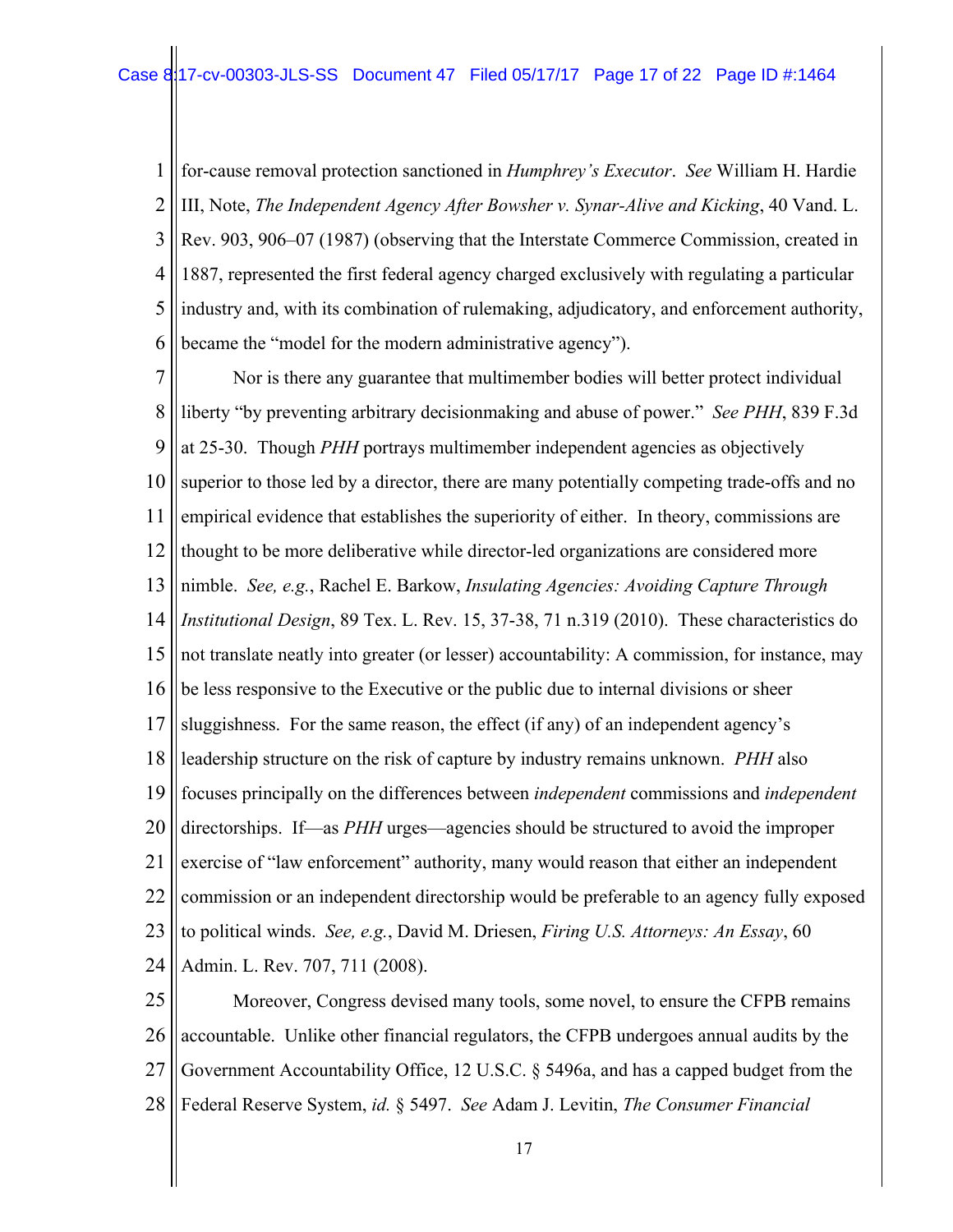for-cause removal protection sanctioned in *Humphrey's Executor*. *See* William H. Hardie III, Note, *The Independent Agency After Bowsher v. Synar-Alive and Kicking*, 40 Vand. L. Rev. 903, 906–07 (1987) (observing that the Interstate Commerce Commission, created in 1887, represented the first federal agency charged exclusively with regulating a particular industry and, with its combination of rulemaking, adjudicatory, and enforcement authority, became the "model for the modern administrative agency").

Nor is there any guarantee that multimember bodies will better protect individual liberty "by preventing arbitrary decisionmaking and abuse of power." *See PHH*, 839 F.3d at 25-30. Though *PHH* portrays multimember independent agencies as objectively superior to those led by a director, there are many potentially competing trade-offs and no empirical evidence that establishes the superiority of either. In theory, commissions are thought to be more deliberative while director-led organizations are considered more nimble. *See, e.g.*, Rachel E. Barkow, *Insulating Agencies: Avoiding Capture Through Institutional Design*, 89 Tex. L. Rev. 15, 37-38, 71 n.319 (2010). These characteristics do not translate neatly into greater (or lesser) accountability: A commission, for instance, may be less responsive to the Executive or the public due to internal divisions or sheer sluggishness. For the same reason, the effect (if any) of an independent agency's leadership structure on the risk of capture by industry remains unknown. *PHH* also focuses principally on the differences between *independent* commissions and *independent* directorships. If—as *PHH* urges—agencies should be structured to avoid the improper exercise of "law enforcement" authority, many would reason that either an independent commission or an independent directorship would be preferable to an agency fully exposed to political winds. *See, e.g.*, David M. Driesen, *Firing U.S. Attorneys: An Essay*, 60 Admin. L. Rev. 707, 711 (2008).

Moreover, Congress devised many tools, some novel, to ensure the CFPB remains accountable. Unlike other financial regulators, the CFPB undergoes annual audits by the Government Accountability Office, 12 U.S.C. § 5496a, and has a capped budget from the Federal Reserve System, *id.* § 5497. *See* Adam J. Levitin, *The Consumer Financial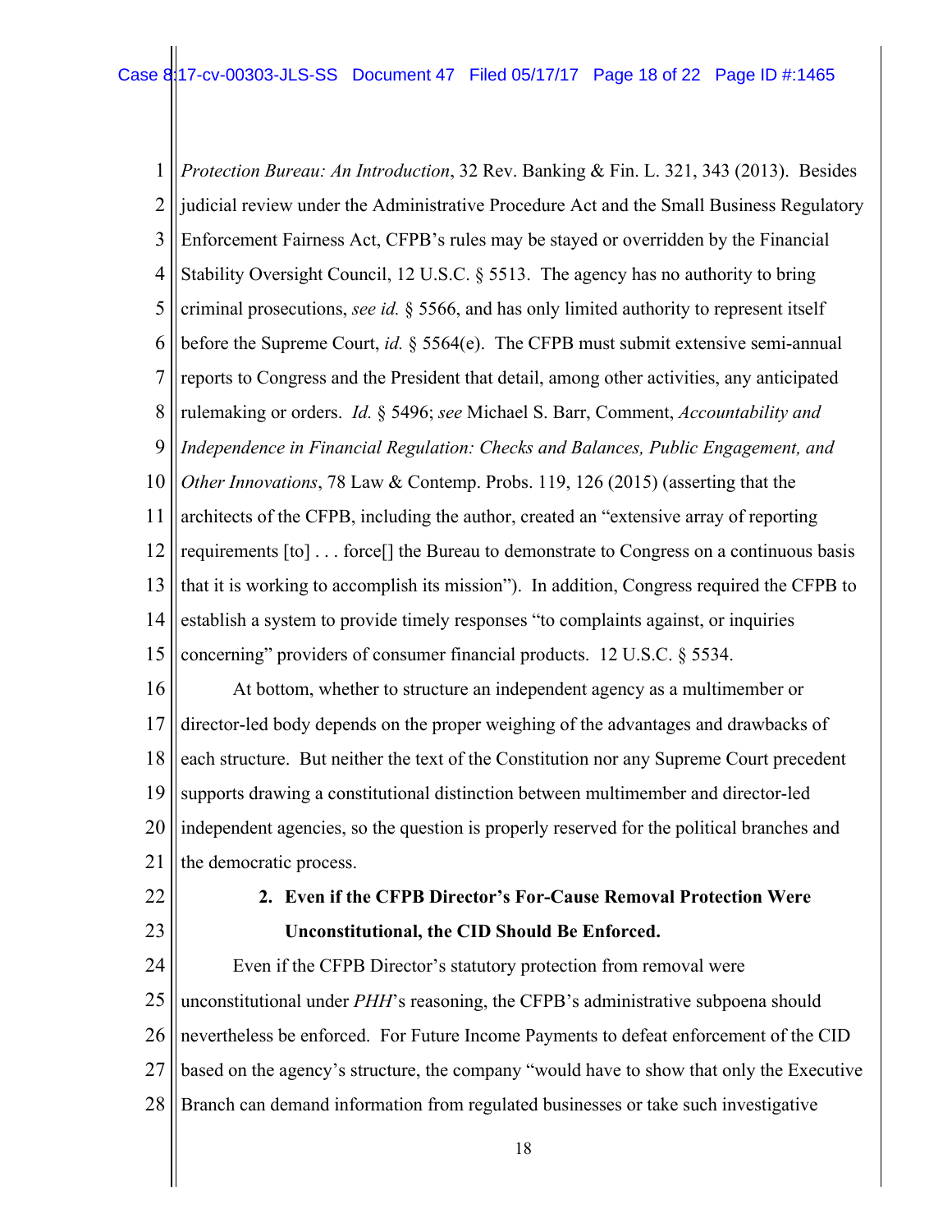*Protection Bureau: An Introduction*, 32 Rev. Banking & Fin. L. 321, 343 (2013). Besides judicial review under the Administrative Procedure Act and the Small Business Regulatory Enforcement Fairness Act, CFPB's rules may be stayed or overridden by the Financial Stability Oversight Council, 12 U.S.C. § 5513. The agency has no authority to bring criminal prosecutions, *see id.* § 5566, and has only limited authority to represent itself before the Supreme Court, *id.* § 5564(e). The CFPB must submit extensive semi-annual reports to Congress and the President that detail, among other activities, any anticipated rulemaking or orders. *Id.* § 5496; *see* Michael S. Barr, Comment, *Accountability and Independence in Financial Regulation: Checks and Balances, Public Engagement, and Other Innovations*, 78 Law & Contemp. Probs. 119, 126 (2015) (asserting that the architects of the CFPB, including the author, created an "extensive array of reporting requirements [to] . . . force[] the Bureau to demonstrate to Congress on a continuous basis that it is working to accomplish its mission"). In addition, Congress required the CFPB to establish a system to provide timely responses "to complaints against, or inquiries concerning" providers of consumer financial products. 12 U.S.C. § 5534.

At bottom, whether to structure an independent agency as a multimember or director-led body depends on the proper weighing of the advantages and drawbacks of each structure. But neither the text of the Constitution nor any Supreme Court precedent supports drawing a constitutional distinction between multimember and director-led independent agencies, so the question is properly reserved for the political branches and the democratic process.

**2. Even if the CFPB Director's For-Cause Removal Protection Were Unconstitutional, the CID Should Be Enforced.**

Even if the CFPB Director's statutory protection from removal were unconstitutional under *PHH*'s reasoning, the CFPB's administrative subpoena should nevertheless be enforced. For Future Income Payments to defeat enforcement of the CID based on the agency's structure, the company "would have to show that only the Executive Branch can demand information from regulated businesses or take such investigative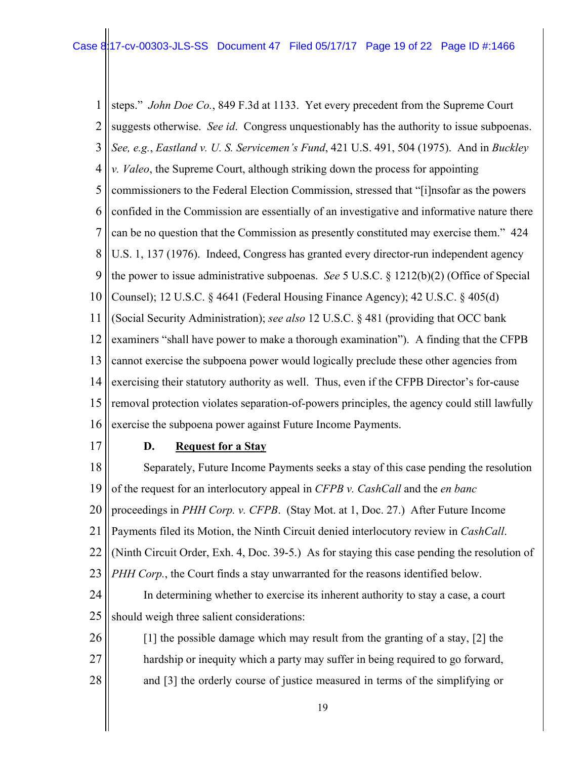steps." *John Doe Co.*, 849 F.3d at 1133. Yet every precedent from the Supreme Court suggests otherwise. *See id*. Congress unquestionably has the authority to issue subpoenas. *See, e.g.*, *Eastland v. U. S. Servicemen's Fund*, 421 U.S. 491, 504 (1975). And in *Buckley v. Valeo*, the Supreme Court, although striking down the process for appointing commissioners to the Federal Election Commission, stressed that "[i]nsofar as the powers confided in the Commission are essentially of an investigative and informative nature there can be no question that the Commission as presently constituted may exercise them." 424 U.S. 1, 137 (1976). Indeed, Congress has granted every director-run independent agency the power to issue administrative subpoenas. *See* 5 U.S.C. § 1212(b)(2) (Office of Special Counsel); 12 U.S.C. § 4641 (Federal Housing Finance Agency); 42 U.S.C. § 405(d) (Social Security Administration); *see also* 12 U.S.C. § 481 (providing that OCC bank examiners "shall have power to make a thorough examination"). A finding that the CFPB cannot exercise the subpoena power would logically preclude these other agencies from exercising their statutory authority as well. Thus, even if the CFPB Director's for-cause removal protection violates separation-of-powers principles, the agency could still lawfully exercise the subpoena power against Future Income Payments.

### D. Request for a Stay

Separately, Future Income Payments seeks a stay of this case pending the resolution of the request for an interlocutory appeal in *CFPB v. CashCall* and the *en banc* proceedings in *PHH Corp. v. CFPB*. (Stay Mot. at 1, Doc. 27.) After Future Income Payments filed its Motion, the Ninth Circuit denied interlocutory review in *CashCall*. (Ninth Circuit Order, Exh. 4, Doc. 39-5.) As for staying this case pending the resolution of *PHH Corp.*, the Court finds a stay unwarranted for the reasons identified below.

In determining whether to exercise its inherent authority to stay a case, a court should weigh three salient considerations:

> [1] the possible damage which may result from the granting of a stay, [2] the hardship or inequity which a party may suffer in being required to go forward, and [3] the orderly course of justice measured in terms of the simplifying or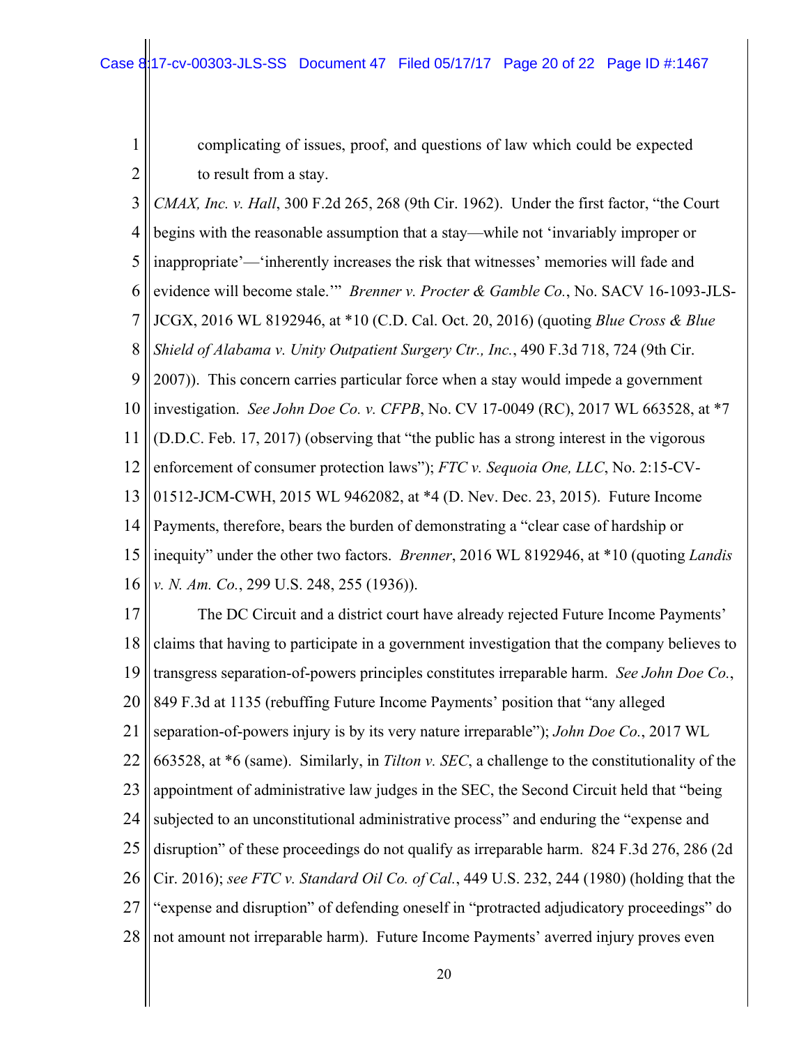complicating of issues, proof, and questions of law which could be expected to result from a stay.

*CMAX, Inc. v. Hall*, 300 F.2d 265, 268 (9th Cir. 1962). Under the first factor, "the Court begins with the reasonable assumption that a stay—while not 'invariably improper or inappropriate'—'inherently increases the risk that witnesses' memories will fade and evidence will become stale.'" *Brenner v. Procter & Gamble Co.*, No. SACV 16-1093-JLS-JCGX, 2016 WL 8192946, at *10 (C.D. Cal. Oct. 20, 2016) (quoting *Blue Cross & Blue Shield of Alabama v. Unity Outpatient Surgery Ctr., Inc.*, 490 F.3d 718, 724 (9th Cir. 2007)). This concern carries particular force when a stay would impede a government investigation. *See John Doe Co. v. CFPB*, No. CV 17-0049 (RC), 2017 WL 663528, at *7 (D.D.C. Feb. 17, 2017) (observing that "the public has a strong interest in the vigorous enforcement of consumer protection laws"); *FTC v. Sequoia One, LLC*, No. 2:15-CV-01512-JCM-CWH, 2015 WL 9462082, at *4 (D. Nev. Dec. 23, 2015). Future Income Payments, therefore, bears the burden of demonstrating a "clear case of hardship or inequity" under the other two factors. *Brenner*, 2016 WL 8192946, at *10 (quoting *Landis v. N. Am. Co.*, 299 U.S. 248, 255 (1936)).

The DC Circuit and a district court have already rejected Future Income Payments' claims that having to participate in a government investigation that the company believes to transgress separation-of-powers principles constitutes irreparable harm. *See John Doe Co.*, 849 F.3d at 1135 (rebuffing Future Income Payments' position that "any alleged separation-of-powers injury is by its very nature irreparable"); *John Doe Co.*, 2017 WL 663528, at *6 (same). Similarly, in *Tilton v. SEC*, a challenge to the constitutionality of the appointment of administrative law judges in the SEC, the Second Circuit held that "being subjected to an unconstitutional administrative process" and enduring the "expense and disruption" of these proceedings do not qualify as irreparable harm. 824 F.3d 276, 286 (2d Cir. 2016); *see FTC v. Standard Oil Co. of Cal.*, 449 U.S. 232, 244 (1980) (holding that the "expense and disruption" of defending oneself in "protracted adjudicatory proceedings" do not amount not irreparable harm). Future Income Payments' averred injury proves even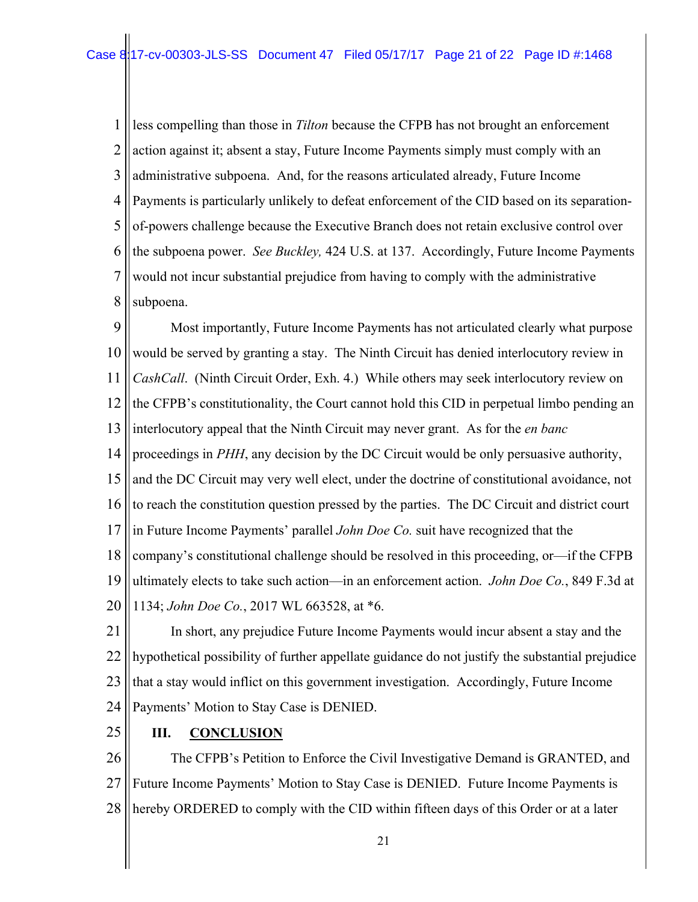less compelling than those in *Tilton* because the CFPB has not brought an enforcement action against it; absent a stay, Future Income Payments simply must comply with an administrative subpoena. And, for the reasons articulated already, Future Income Payments is particularly unlikely to defeat enforcement of the CID based on its separation-of-powers challenge because the Executive Branch does not retain exclusive control over the subpoena power. *See Buckley,* 424 U.S. at 137. Accordingly, Future Income Payments would not incur substantial prejudice from having to comply with the administrative subpoena.

Most importantly, Future Income Payments has not articulated clearly what purpose would be served by granting a stay. The Ninth Circuit has denied interlocutory review in *CashCall*. (Ninth Circuit Order, Exh. 4.) While others may seek interlocutory review on the CFPB's constitutionality, the Court cannot hold this CID in perpetual limbo pending an interlocutory appeal that the Ninth Circuit may never grant. As for the *en banc* proceedings in *PHH*, any decision by the DC Circuit would be only persuasive authority, and the DC Circuit may very well elect, under the doctrine of constitutional avoidance, not to reach the constitution question pressed by the parties. The DC Circuit and district court in Future Income Payments' parallel *John Doe Co.* suit have recognized that the company's constitutional challenge should be resolved in this proceeding, or—if the CFPB ultimately elects to take such action—in an enforcement action. *John Doe Co.*, 849 F.3d at 1134; *John Doe Co.*, 2017 WL 663528, at *6.

In short, any prejudice Future Income Payments would incur absent a stay and the hypothetical possibility of further appellate guidance do not justify the substantial prejudice that a stay would inflict on this government investigation. Accordingly, Future Income Payments' Motion to Stay Case is DENIED.

## III. CONCLUSION

The CFPB's Petition to Enforce the Civil Investigative Demand is GRANTED, and Future Income Payments' Motion to Stay Case is DENIED. Future Income Payments is hereby ORDERED to comply with the CID within fifteen days of this Order or at a later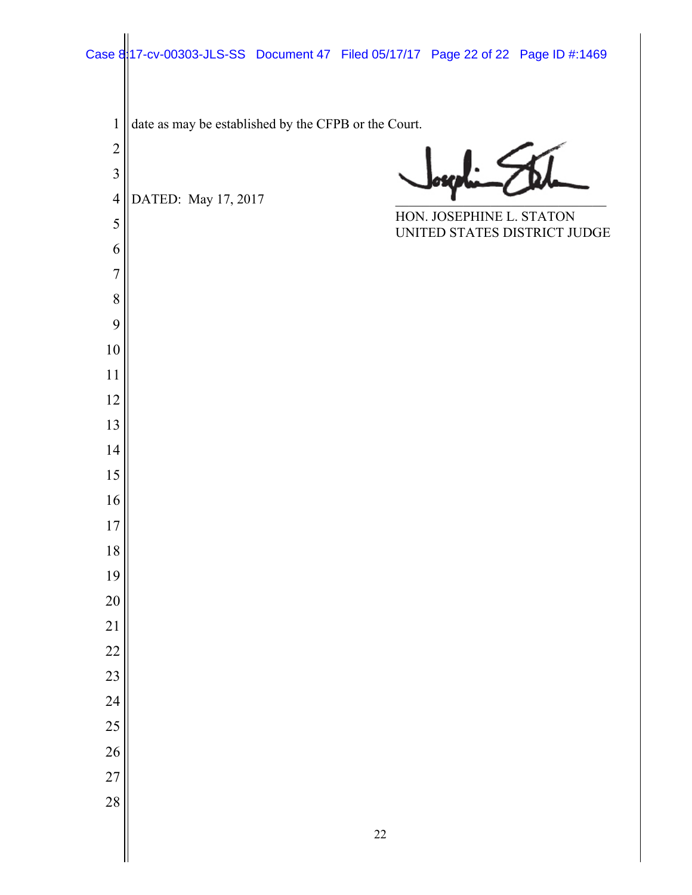date as may be established by the CFPB or the Court.

DATED: May 17, 2017

HON. JOSEPHINE L. STATON
UNITED STATES DISTRICT JUDGE